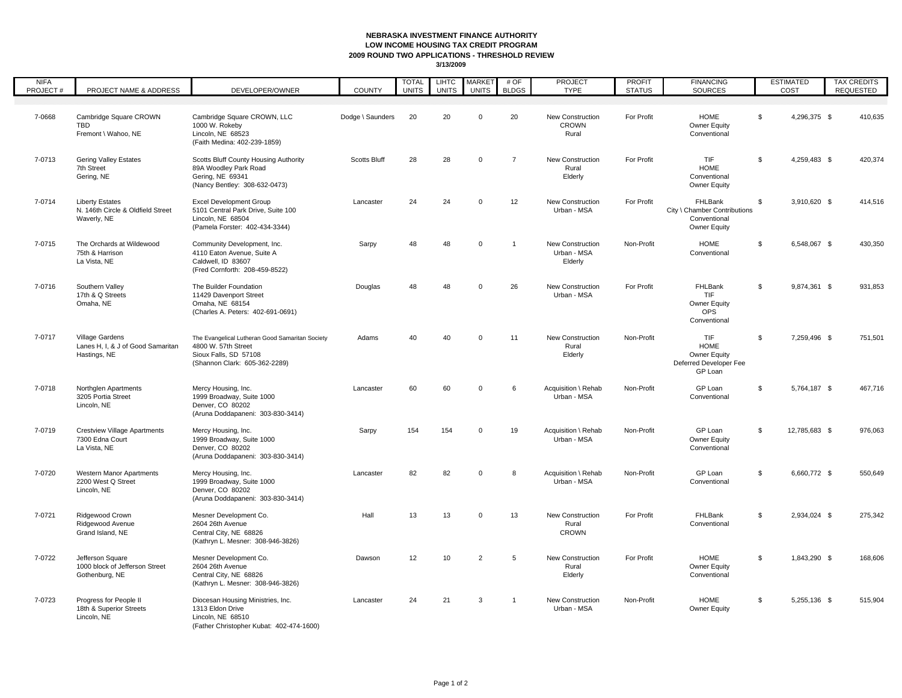**NEBRASKA INVESTMENT FINANCE AUTHORITY**
**LOW INCOME HOUSING TAX CREDIT PROGRAM**
**2009 ROUND TWO APPLICATIONS - THRESHOLD REVIEW**
**3/13/2009**

| NIFA PROJECT # | PROJECT NAME & ADDRESS | DEVELOPER/OWNER | COUNTY | TOTAL UNITS | LIHTC UNITS | MARKET UNITS | # OF BLDGS | PROJECT TYPE | PROFIT STATUS | FINANCING SOURCES | ESTIMATED COST | TAX CREDITS REQUESTED |
|---|---|---|---|---|---|---|---|---|---|---|---|---|
| 7-0668 | Cambridge Square CROWN<br>TBD<br>Fremont \ Wahoo, NE | Cambridge Square CROWN, LLC<br>1000 W. Rokeby<br>Lincoln, NE 68523<br>(Faith Medina: 402-239-1859) | Dodge \ Saunders | 20 | 20 | 0 | 20 | New Construction<br>CROWN<br>Rural | For Profit | HOME<br>Owner Equity<br>Conventional | $ 4,296,375 | $ 410,635 |
| 7-0713 | Gering Valley Estates<br>7th Street<br>Gering, NE | Scotts Bluff County Housing Authority<br>89A Woodley Park Road<br>Gering, NE 69341<br>(Nancy Bentley: 308-632-0473) | Scotts Bluff | 28 | 28 | 0 | 7 | New Construction<br>Rural<br>Elderly | For Profit | TIF<br>HOME<br>Conventional<br>Owner Equity | $ 4,259,483 | $ 420,374 |
| 7-0714 | Liberty Estates<br>N. 146th Circle & Oldfield Street<br>Waverly, NE | Excel Development Group<br>5101 Central Park Drive, Suite 100<br>Lincoln, NE 68504<br>(Pamela Forster: 402-434-3344) | Lancaster | 24 | 24 | 0 | 12 | New Construction<br>Urban - MSA | For Profit | FHLBank<br>City \ Chamber Contributions<br>Conventional<br>Owner Equity | $ 3,910,620 | $ 414,516 |
| 7-0715 | The Orchards at Wildewood<br>75th & Harrison<br>La Vista, NE | Community Development, Inc.<br>4110 Eaton Avenue, Suite A<br>Caldwell, ID 83607<br>(Fred Cornforth: 208-459-8522) | Sarpy | 48 | 48 | 0 | 1 | New Construction<br>Urban - MSA<br>Elderly | Non-Profit | HOME<br>Conventional | $ 6,548,067 | $ 430,350 |
| 7-0716 | Southern Valley<br>17th & Q Streets<br>Omaha, NE | The Builder Foundation<br>11429 Davenport Street<br>Omaha, NE 68154<br>(Charles A. Peters: 402-691-0691) | Douglas | 48 | 48 | 0 | 26 | New Construction<br>Urban - MSA | For Profit | FHLBank<br>TIF<br>Owner Equity<br>OPS<br>Conventional | $ 9,874,361 | $ 931,853 |
| 7-0717 | Village Gardens<br>Lanes H, I, & J of Good Samaritan<br>Hastings, NE | The Evangelical Lutheran Good Samaritan Society<br>4800 W. 57th Street<br>Sioux Falls, SD 57108<br>(Shannon Clark: 605-362-2289) | Adams | 40 | 40 | 0 | 11 | New Construction<br>Rural<br>Elderly | Non-Profit | TIF<br>HOME<br>Owner Equity<br>Deferred Developer Fee<br>GP Loan | $ 7,259,496 | $ 751,501 |
| 7-0718 | Northglen Apartments<br>3205 Portia Street<br>Lincoln, NE | Mercy Housing, Inc.<br>1999 Broadway, Suite 1000<br>Denver, CO 80202<br>(Aruna Doddapaneni: 303-830-3414) | Lancaster | 60 | 60 | 0 | 6 | Acquisition \ Rehab<br>Urban - MSA | Non-Profit | GP Loan<br>Conventional | $ 5,764,187 | $ 467,716 |
| 7-0719 | Crestview Village Apartments<br>7300 Edna Court<br>La Vista, NE | Mercy Housing, Inc.<br>1999 Broadway, Suite 1000<br>Denver, CO 80202<br>(Aruna Doddapaneni: 303-830-3414) | Sarpy | 154 | 154 | 0 | 19 | Acquisition \ Rehab<br>Urban - MSA | Non-Profit | GP Loan<br>Owner Equity<br>Conventional | $ 12,785,683 | $ 976,063 |
| 7-0720 | Western Manor Apartments<br>2200 West Q Street<br>Lincoln, NE | Mercy Housing, Inc.<br>1999 Broadway, Suite 1000<br>Denver, CO 80202<br>(Aruna Doddapaneni: 303-830-3414) | Lancaster | 82 | 82 | 0 | 8 | Acquisition \ Rehab<br>Urban - MSA | Non-Profit | GP Loan<br>Conventional | $ 6,660,772 | $ 550,649 |
| 7-0721 | Ridgewood Crown<br>Ridgewood Avenue<br>Grand Island, NE | Mesner Development Co.<br>2604 26th Avenue<br>Central City, NE 68826<br>(Kathryn L. Mesner: 308-946-3826) | Hall | 13 | 13 | 0 | 13 | New Construction<br>Rural<br>CROWN | For Profit | FHLBank<br>Conventional | $ 2,934,024 | $ 275,342 |
| 7-0722 | Jefferson Square<br>1000 block of Jefferson Street<br>Gothenburg, NE | Mesner Development Co.<br>2604 26th Avenue<br>Central City, NE 68826<br>(Kathryn L. Mesner: 308-946-3826) | Dawson | 12 | 10 | 2 | 5 | New Construction<br>Rural<br>Elderly | For Profit | HOME<br>Owner Equity<br>Conventional | $ 1,843,290 | $ 168,606 |
| 7-0723 | Progress for People II<br>18th & Superior Streets<br>Lincoln, NE | Diocesan Housing Ministries, Inc.<br>1313 Eldon Drive<br>Lincoln, NE 68510<br>(Father Christopher Kubat: 402-474-1600) | Lancaster | 24 | 21 | 3 | 1 | New Construction<br>Urban - MSA | Non-Profit | HOME<br>Owner Equity | $ 5,255,136 | $ 515,904 |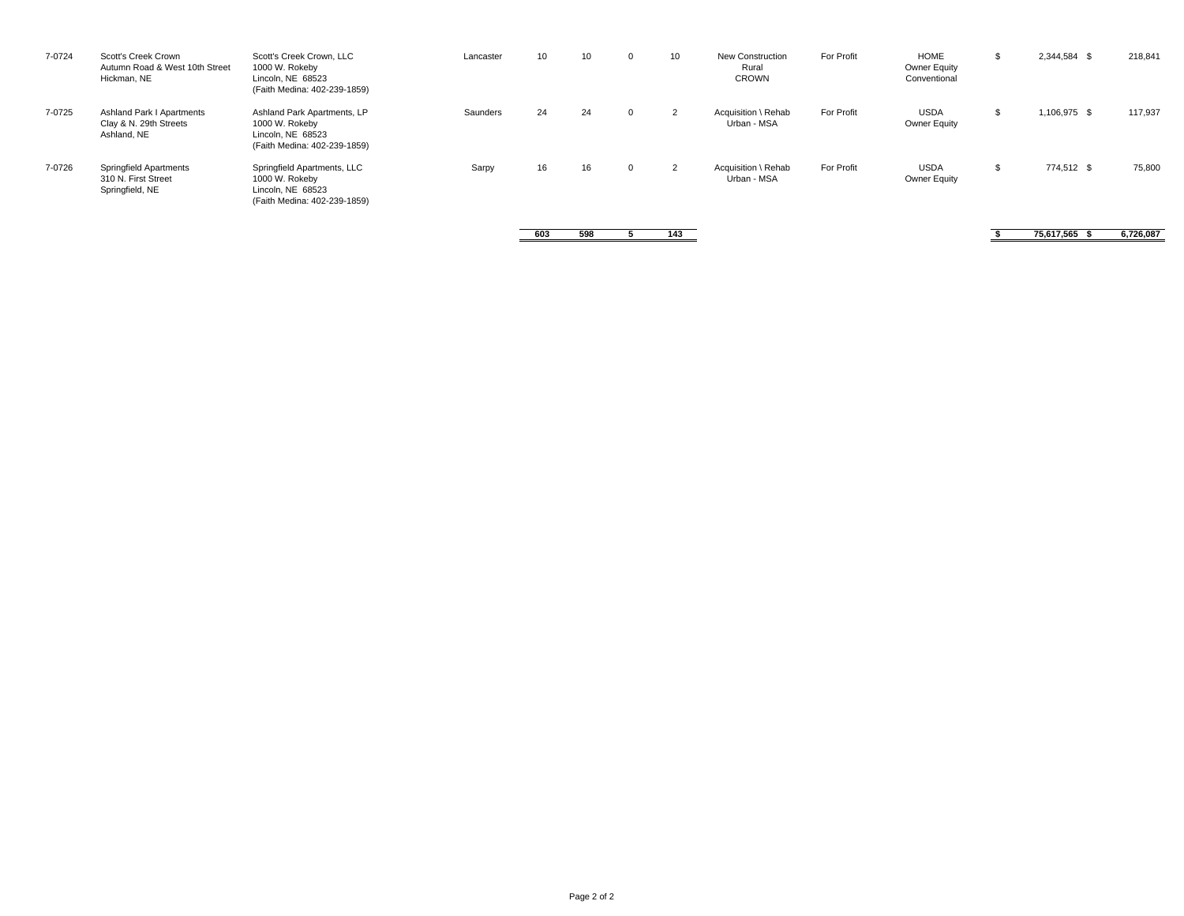| | | | | | | | | | | | | |
|---|---|---|---|---|---|---|---|---|---|---|---|---|
| 7-0724 | Scott's Creek Crown<br>Autumn Road & West 10th Street<br>Hickman, NE | Scott's Creek Crown, LLC<br>1000 W. Rokeby<br>Lincoln, NE 68523<br>(Faith Medina: 402-239-1859) | Lancaster | 10 | 10 | 0 | 10 | New Construction<br>Rural<br>CROWN | For Profit | HOME<br>Owner Equity<br>Conventional | $ 2,344,584 | $ 218,841 |
| 7-0725 | Ashland Park I Apartments<br>Clay & N. 29th Streets<br>Ashland, NE | Ashland Park Apartments, LP<br>1000 W. Rokeby<br>Lincoln, NE 68523<br>(Faith Medina: 402-239-1859) | Saunders | 24 | 24 | 0 | 2 | Acquisition \ Rehab<br>Urban - MSA | For Profit | USDA<br>Owner Equity | $ 1,106,975 | $ 117,937 |
| 7-0726 | Springfield Apartments<br>310 N. First Street<br>Springfield, NE | Springfield Apartments, LLC<br>1000 W. Rokeby<br>Lincoln, NE 68523<br>(Faith Medina: 402-239-1859) | Sarpy | 16 | 16 | 0 | 2 | Acquisition \ Rehab<br>Urban - MSA | For Profit | USDA<br>Owner Equity | $ 774,512 | $ 75,800 |
| | | | | **603** | **598** | **5** | **143** | | | | **$ 75,617,565** | **$ 6,726,087** |